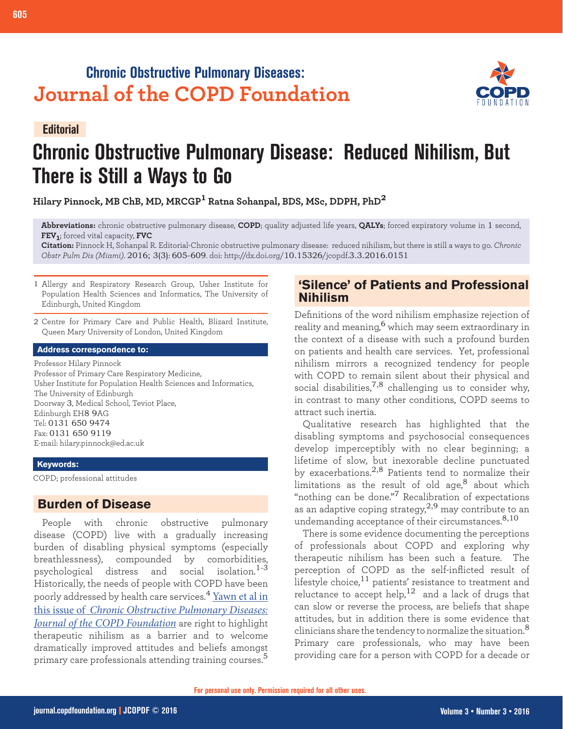Chronic Obstructive Pulmonary Diseases:
Journal of the COPD Foundation

**Editorial**

# Chronic Obstructive Pulmonary Disease: Reduced Nihilism, But There is Still a Ways to Go

**Hilary Pinnock, MB ChB, MD, MRCGP[1] Ratna Sohanpal, BDS, MSc, DDPH, PhD[2]**

**Abbreviations:** chronic obstructive pulmonary disease, **COPD**; quality adjusted life years, **QALYs**; forced expiratory volume in 1 second, **$FEV_1$**; forced vital capacity, **FVC**

**Citation:** Pinnock H, Sohanpal R. Editorial-Chronic obstructive pulmonary disease: reduced nihilism, but there is still a ways to go. *Chronic Obstr Pulm Dis (Miami).* 2016; 3(3): 605-609. doi: http://dx.doi.org/10.15326/jcopdf.3.3.2016.0151

1 Allergy and Respiratory Research Group, Usher Institute for Population Health Sciences and Informatics, The University of Edinburgh, United Kingdom

2 Centre for Primary Care and Public Health, Blizard Institute, Queen Mary University of London, United Kingdom

**Address correspondence to:**

Professor Hilary Pinnock
Professor of Primary Care Respiratory Medicine,
Usher Institute for Population Health Sciences and Informatics,
The University of Edinburgh
Doorway 3, Medical School, Teviot Place,
Edinburgh EH8 9AG
Tel: 0131 650 9474
Fax: 0131 650 9119
E-mail: hilary.pinnock@ed.ac.uk

**Keywords:**

COPD; professional attitudes

## Burden of Disease

People with chronic obstructive pulmonary disease (COPD) live with a gradually increasing burden of disabling physical symptoms (especially breathlessness), compounded by comorbidities, psychological distress and social isolation.[1-3] Historically, the needs of people with COPD have been poorly addressed by health care services.[4] Yawn et al in this issue of *Chronic Obstructive Pulmonary Diseases: Journal of the COPD Foundation* are right to highlight therapeutic nihilism as a barrier and to welcome dramatically improved attitudes and beliefs amongst primary care professionals attending training courses.[5]

## 'Silence' of Patients and Professional Nihilism

Definitions of the word nihilism emphasize rejection of reality and meaning,[6] which may seem extraordinary in the context of a disease with such a profound burden on patients and health care services. Yet, professional nihilism mirrors a recognized tendency for people with COPD to remain silent about their physical and social disabilities,[7,8] challenging us to consider why, in contrast to many other conditions, COPD seems to attract such inertia.

Qualitative research has highlighted that the disabling symptoms and psychosocial consequences develop imperceptibly with no clear beginning; a lifetime of slow, but inexorable decline punctuated by exacerbations.[2,8] Patients tend to normalize their limitations as the result of old age,[8] about which "nothing can be done."[7] Recalibration of expectations as an adaptive coping strategy,[2,9] may contribute to an undemanding acceptance of their circumstances.[8,10]

There is some evidence documenting the perceptions of professionals about COPD and exploring why therapeutic nihilism has been such a feature. The perception of COPD as the self-inflicted result of lifestyle choice,[11] patients' resistance to treatment and reluctance to accept help,[12] and a lack of drugs that can slow or reverse the process, are beliefs that shape attitudes, but in addition there is some evidence that clinicians share the tendency to normalize the situation.[8] Primary care professionals, who may have been providing care for a person with COPD for a decade or

For personal use only. Permission required for all other uses.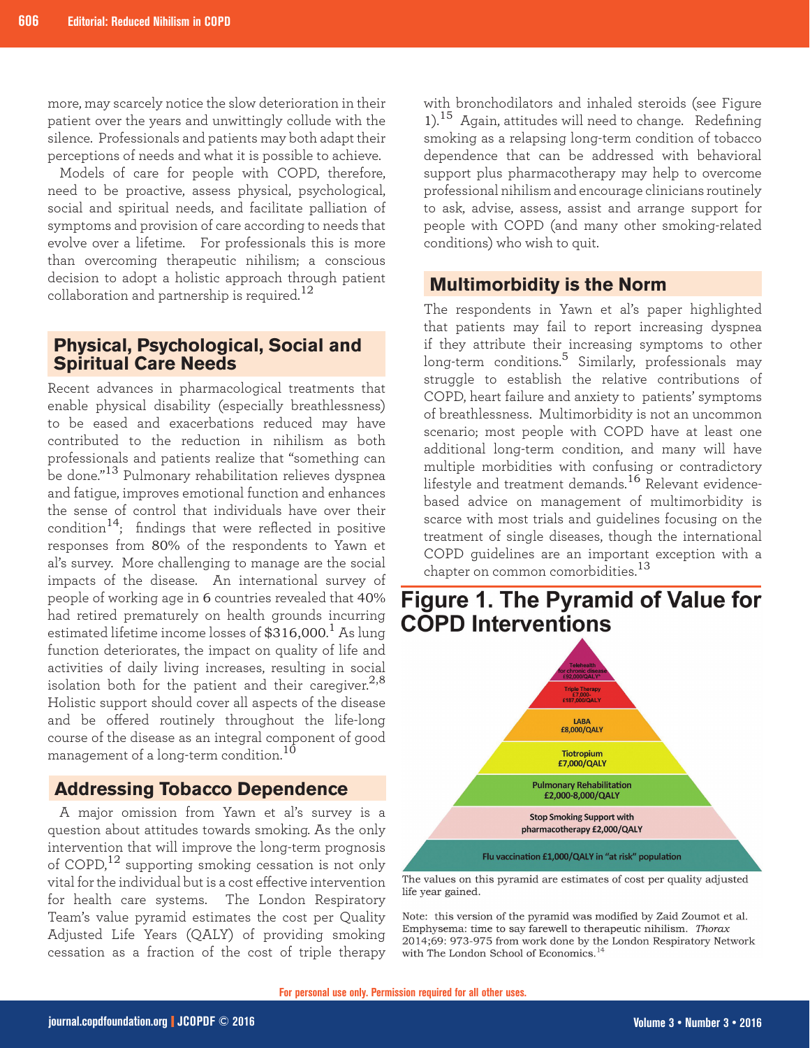more, may scarcely notice the slow deterioration in their patient over the years and unwittingly collude with the silence. Professionals and patients may both adapt their perceptions of needs and what it is possible to achieve.

Models of care for people with COPD, therefore, need to be proactive, assess physical, psychological, social and spiritual needs, and facilitate palliation of symptoms and provision of care according to needs that evolve over a lifetime. For professionals this is more than overcoming therapeutic nihilism; a conscious decision to adopt a holistic approach through patient collaboration and partnership is required.[12]

## Physical, Psychological, Social and Spiritual Care Needs

Recent advances in pharmacological treatments that enable physical disability (especially breathlessness) to be eased and exacerbations reduced may have contributed to the reduction in nihilism as both professionals and patients realize that "something can be done."[13] Pulmonary rehabilitation relieves dyspnea and fatigue, improves emotional function and enhances the sense of control that individuals have over their condition[14]; findings that were reflected in positive responses from 80% of the respondents to Yawn et al's survey. More challenging to manage are the social impacts of the disease. An international survey of people of working age in 6 countries revealed that 40% had retired prematurely on health grounds incurring estimated lifetime income losses of $316,000.[1] As lung function deteriorates, the impact on quality of life and activities of daily living increases, resulting in social isolation both for the patient and their caregiver.[2,8] Holistic support should cover all aspects of the disease and be offered routinely throughout the life-long course of the disease as an integral component of good management of a long-term condition.[10]

## Addressing Tobacco Dependence

A major omission from Yawn et al's survey is a question about attitudes towards smoking. As the only intervention that will improve the long-term prognosis of COPD,[12] supporting smoking cessation is not only vital for the individual but is a cost effective intervention for health care systems. The London Respiratory Team's value pyramid estimates the cost per Quality Adjusted Life Years (QALY) of providing smoking cessation as a fraction of the cost of triple therapy with bronchodilators and inhaled steroids (see Figure 1).[15] Again, attitudes will need to change. Redefining smoking as a relapsing long-term condition of tobacco dependence that can be addressed with behavioral support plus pharmacotherapy may help to overcome professional nihilism and encourage clinicians routinely to ask, advise, assess, assist and arrange support for people with COPD (and many other smoking-related conditions) who wish to quit.

## Multimorbidity is the Norm

The respondents in Yawn et al's paper highlighted that patients may fail to report increasing dyspnea if they attribute their increasing symptoms to other long-term conditions.[5] Similarly, professionals may struggle to establish the relative contributions of COPD, heart failure and anxiety to patients' symptoms of breathlessness. Multimorbidity is not an uncommon scenario; most people with COPD have at least one additional long-term condition, and many will have multiple morbidities with confusing or contradictory lifestyle and treatment demands.[16] Relevant evidence-based advice on management of multimorbidity is scarce with most trials and guidelines focusing on the treatment of single diseases, though the international COPD guidelines are an important exception with a chapter on common comorbidities.[13]

## Figure 1. The Pyramid of Value for COPD Interventions

- Telehealth for chronic disease £92,000/QALY*
- Triple Therapy £7,000-£187,000/QALY
- LABA £8,000/QALY
- Tiotropium £7,000/QALY
- Pulmonary Rehabilitation £2,000-8,000/QALY
- Stop Smoking Support with pharmacotherapy £2,000/QALY
- Flu vaccination £1,000/QALY in "at risk" population

The values on this pyramid are estimates of cost per quality adjusted life year gained.

Note: this version of the pyramid was modified by Zaid Zoumot et al. Emphysema: time to say farewell to therapeutic nihilism. *Thorax* 2014;69: 973-975 from work done by the London Respiratory Network with The London School of Economics.[14]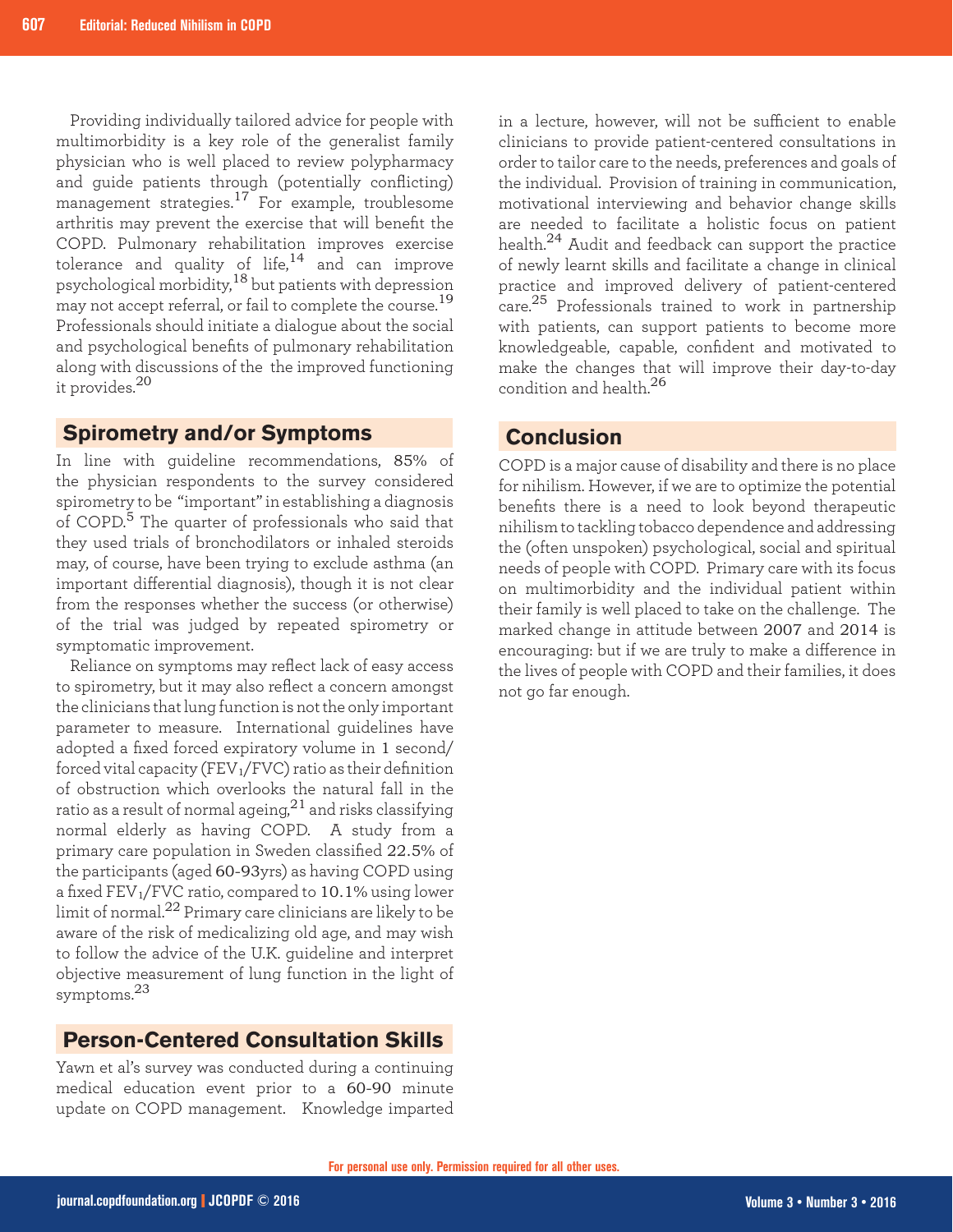Providing individually tailored advice for people with multimorbidity is a key role of the generalist family physician who is well placed to review polypharmacy and guide patients through (potentially conflicting) management strategies.[17] For example, troublesome arthritis may prevent the exercise that will benefit the COPD. Pulmonary rehabilitation improves exercise tolerance and quality of life,[14] and can improve psychological morbidity,[18] but patients with depression may not accept referral, or fail to complete the course.[19] Professionals should initiate a dialogue about the social and psychological benefits of pulmonary rehabilitation along with discussions of the the improved functioning it provides.[20]

## Spirometry and/or Symptoms

In line with guideline recommendations, 85% of the physician respondents to the survey considered spirometry to be "important" in establishing a diagnosis of COPD.[5] The quarter of professionals who said that they used trials of bronchodilators or inhaled steroids may, of course, have been trying to exclude asthma (an important differential diagnosis), though it is not clear from the responses whether the success (or otherwise) of the trial was judged by repeated spirometry or symptomatic improvement.

Reliance on symptoms may reflect lack of easy access to spirometry, but it may also reflect a concern amongst the clinicians that lung function is not the only important parameter to measure. International guidelines have adopted a fixed forced expiratory volume in 1 second/ forced vital capacity ($FEV_1/FVC$) ratio as their definition of obstruction which overlooks the natural fall in the ratio as a result of normal ageing,[21] and risks classifying normal elderly as having COPD. A study from a primary care population in Sweden classified 22.5% of the participants (aged 60-93yrs) as having COPD using a fixed $FEV_1/FVC$ ratio, compared to 10.1% using lower limit of normal.[22] Primary care clinicians are likely to be aware of the risk of medicalizing old age, and may wish to follow the advice of the U.K. guideline and interpret objective measurement of lung function in the light of symptoms.[23]

## Person-Centered Consultation Skills

Yawn et al's survey was conducted during a continuing medical education event prior to a 60-90 minute update on COPD management. Knowledge imparted in a lecture, however, will not be sufficient to enable clinicians to provide patient-centered consultations in order to tailor care to the needs, preferences and goals of the individual. Provision of training in communication, motivational interviewing and behavior change skills are needed to facilitate a holistic focus on patient health.[24] Audit and feedback can support the practice of newly learnt skills and facilitate a change in clinical practice and improved delivery of patient-centered care.[25] Professionals trained to work in partnership with patients, can support patients to become more knowledgeable, capable, confident and motivated to make the changes that will improve their day-to-day condition and health.[26]

## Conclusion

COPD is a major cause of disability and there is no place for nihilism. However, if we are to optimize the potential benefits there is a need to look beyond therapeutic nihilism to tackling tobacco dependence and addressing the (often unspoken) psychological, social and spiritual needs of people with COPD. Primary care with its focus on multimorbidity and the individual patient within their family is well placed to take on the challenge. The marked change in attitude between 2007 and 2014 is encouraging: but if we are truly to make a difference in the lives of people with COPD and their families, it does not go far enough.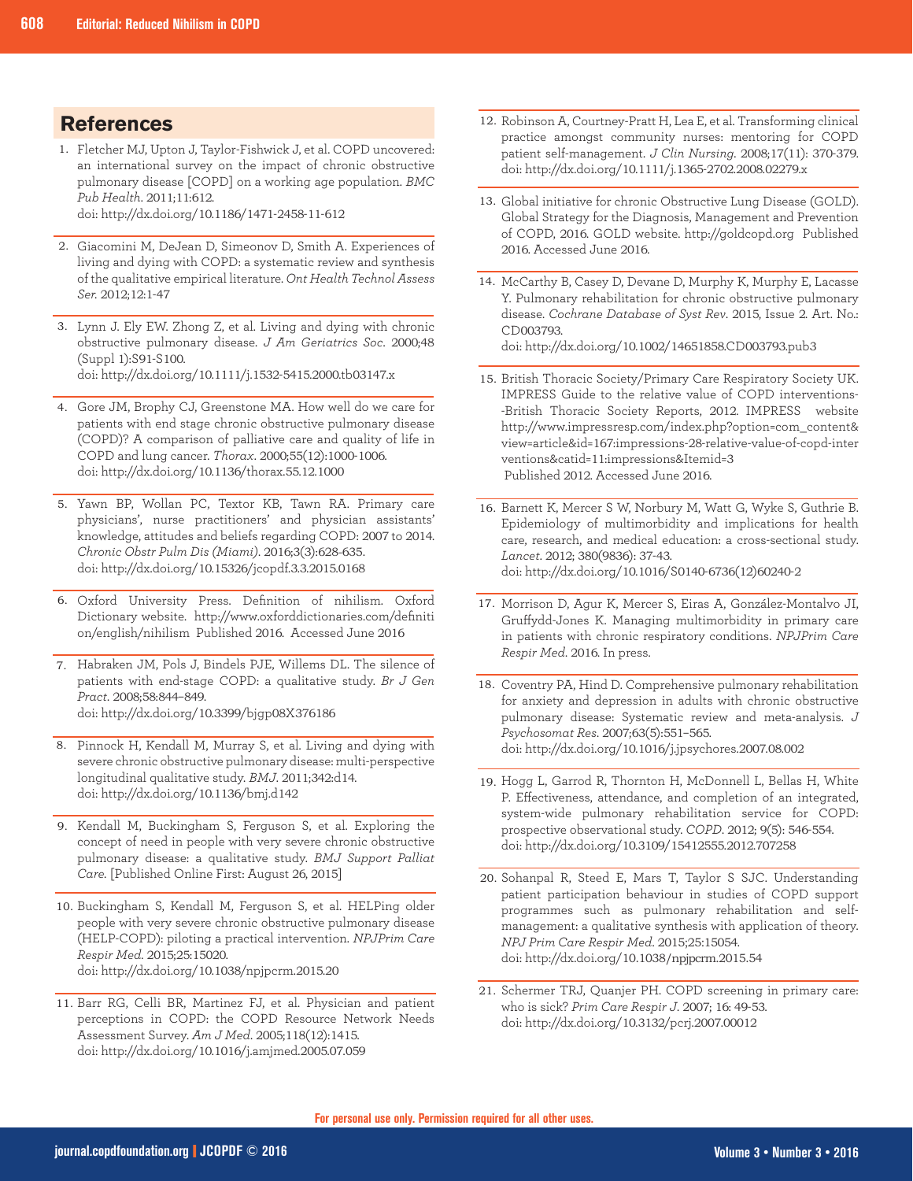## References

1. Fletcher MJ, Upton J, Taylor-Fishwick J, et al. COPD uncovered: an international survey on the impact of chronic obstructive pulmonary disease [COPD] on a working age population. *BMC Pub Health*. 2011;11:612. doi: http://dx.doi.org/10.1186/1471-2458-11-612

2. Giacomini M, DeJean D, Simeonov D, Smith A. Experiences of living and dying with COPD: a systematic review and synthesis of the qualitative empirical literature. *Ont Health Technol Assess Ser.* 2012;12:1-47

3. Lynn J. Ely EW. Zhong Z, et al. Living and dying with chronic obstructive pulmonary disease. *J Am Geriatrics Soc*. 2000;48 (Suppl 1):S91-S100. doi: http://dx.doi.org/10.1111/j.1532-5415.2000.tb03147.x

4. Gore JM, Brophy CJ, Greenstone MA. How well do we care for patients with end stage chronic obstructive pulmonary disease (COPD)? A comparison of palliative care and quality of life in COPD and lung cancer. *Thorax*. 2000;55(12):1000-1006. doi: http://dx.doi.org/10.1136/thorax.55.12.1000

5. Yawn BP, Wollan PC, Textor KB, Tawn RA. Primary care physicians', nurse practitioners' and physician assistants' knowledge, attitudes and beliefs regarding COPD: 2007 to 2014. *Chronic Obstr Pulm Dis (Miami)*. 2016;3(3):628-635. doi: http://dx.doi.org/10.15326/jcopdf.3.3.2015.0168

6. Oxford University Press. Definition of nihilism. Oxford Dictionary website. http://www.oxforddictionaries.com/definition/english/nihilism Published 2016. Accessed June 2016

7. Habraken JM, Pols J, Bindels PJE, Willems DL. The silence of patients with end-stage COPD: a qualitative study. *Br J Gen Pract*. 2008;58:844–849. doi: http://dx.doi.org/10.3399/bjgp08X376186

8. Pinnock H, Kendall M, Murray S, et al. Living and dying with severe chronic obstructive pulmonary disease: multi-perspective longitudinal qualitative study. *BMJ*. 2011;342:d14. doi: http://dx.doi.org/10.1136/bmj.d142

9. Kendall M, Buckingham S, Ferguson S, et al. Exploring the concept of need in people with very severe chronic obstructive pulmonary disease: a qualitative study. *BMJ Support Palliat Care*. [Published Online First: August 26, 2015]

10. Buckingham S, Kendall M, Ferguson S, et al. HELPing older people with very severe chronic obstructive pulmonary disease (HELP-COPD): piloting a practical intervention. *NPJPrim Care Respir Med*. 2015;25:15020. doi: http://dx.doi.org/10.1038/npjpcrm.2015.20

11. Barr RG, Celli BR, Martinez FJ, et al. Physician and patient perceptions in COPD: the COPD Resource Network Needs Assessment Survey. *Am J Med*. 2005;118(12):1415. doi: http://dx.doi.org/10.1016/j.amjmed.2005.07.059

12. Robinson A, Courtney-Pratt H, Lea E, et al. Transforming clinical practice amongst community nurses: mentoring for COPD patient self-management. *J Clin Nursing*. 2008;17(11): 370-379. doi: http://dx.doi.org/10.1111/j.1365-2702.2008.02279.x

13. Global initiative for chronic Obstructive Lung Disease (GOLD). Global Strategy for the Diagnosis, Management and Prevention of COPD, 2016. GOLD website. http://goldcopd.org Published 2016. Accessed June 2016.

14. McCarthy B, Casey D, Devane D, Murphy K, Murphy E, Lacasse Y. Pulmonary rehabilitation for chronic obstructive pulmonary disease. *Cochrane Database of Syst Rev*. 2015, Issue 2. Art. No.: CD003793. doi: http://dx.doi.org/10.1002/14651858.CD003793.pub3

15. British Thoracic Society/Primary Care Respiratory Society UK. IMPRESS Guide to the relative value of COPD interventions--British Thoracic Society Reports, 2012. IMPRESS website http://www.impressresp.com/index.php?option=com_content&view=article&id=167:impressions-28-relative-value-of-copd-interventions&catid=11:impressions&Itemid=3 Published 2012. Accessed June 2016.

16. Barnett K, Mercer S W, Norbury M, Watt G, Wyke S, Guthrie B. Epidemiology of multimorbidity and implications for health care, research, and medical education: a cross-sectional study. *Lancet*. 2012; 380(9836): 37-43. doi: http://dx.doi.org/10.1016/S0140-6736(12)60240-2

17. Morrison D, Agur K, Mercer S, Eiras A, González-Montalvo JI, Gruffydd-Jones K. Managing multimorbidity in primary care in patients with chronic respiratory conditions. *NPJPrim Care Respir Med*. 2016. In press.

18. Coventry PA, Hind D. Comprehensive pulmonary rehabilitation for anxiety and depression in adults with chronic obstructive pulmonary disease: Systematic review and meta-analysis. *J Psychosomat Res*. 2007;63(5):551–565. doi: http://dx.doi.org/10.1016/j.jpsychores.2007.08.002

19. Hogg L, Garrod R, Thornton H, McDonnell L, Bellas H, White P. Effectiveness, attendance, and completion of an integrated, system-wide pulmonary rehabilitation service for COPD: prospective observational study. *COPD*. 2012; 9(5): 546-554. doi: http://dx.doi.org/10.3109/15412555.2012.707258

20. Sohanpal R, Steed E, Mars T, Taylor S SJC. Understanding patient participation behaviour in studies of COPD support programmes such as pulmonary rehabilitation and self-management: a qualitative synthesis with application of theory. *NPJ Prim Care Respir Med*. 2015;25:15054. doi: http://dx.doi.org/10.1038/npjpcrm.2015.54

21. Schermer TRJ, Quanjer PH. COPD screening in primary care: who is sick? *Prim Care Respir J*. 2007; 16: 49-53. doi: http://dx.doi.org/10.3132/pcrj.2007.00012

For personal use only. Permission required for all other uses.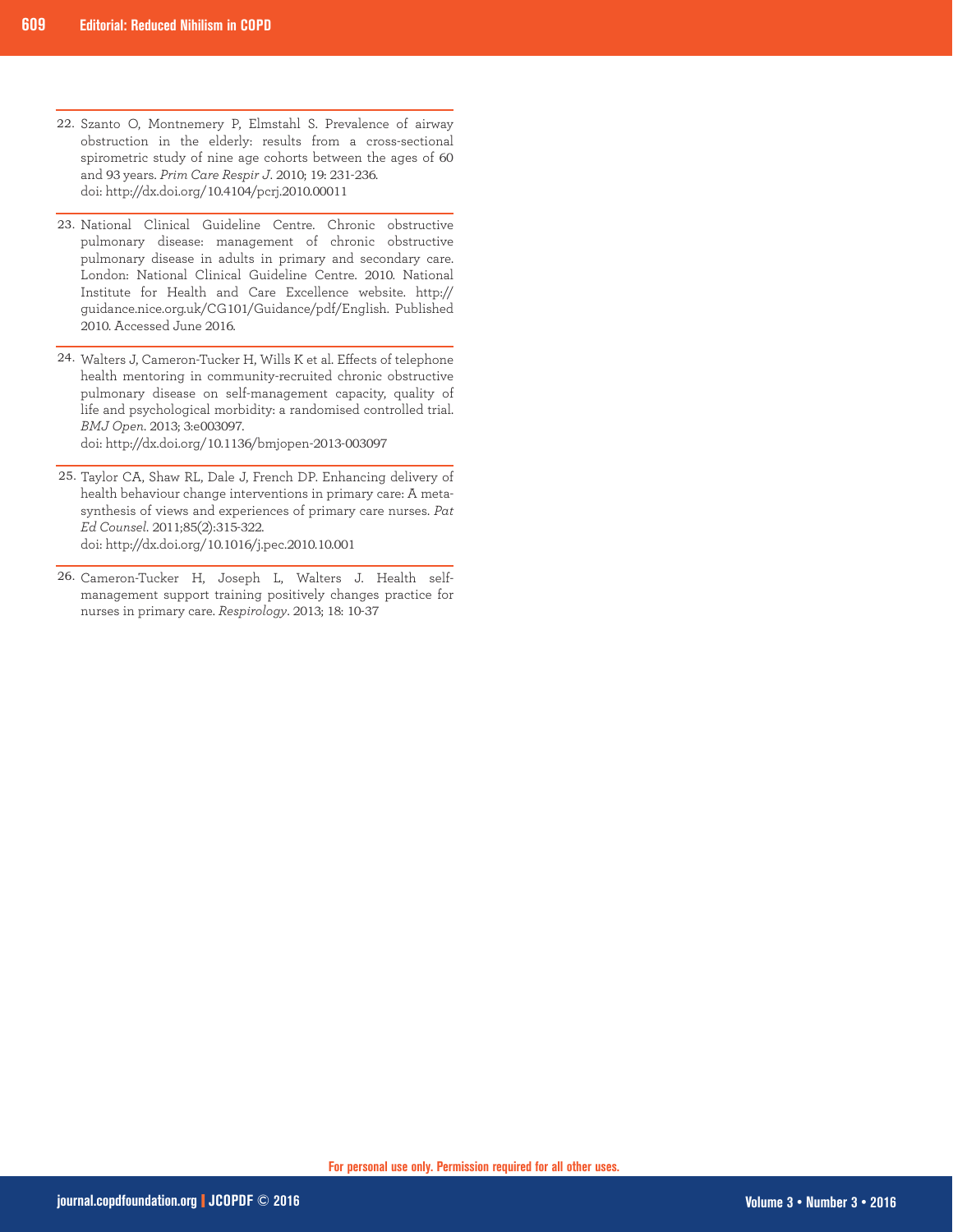22. Szanto O, Montnemery P, Elmstahl S. Prevalence of airway obstruction in the elderly: results from a cross-sectional spirometric study of nine age cohorts between the ages of 60 and 93 years. *Prim Care Respir J*. 2010; 19: 231-236. doi: http://dx.doi.org/10.4104/pcrj.2010.00011

23. National Clinical Guideline Centre. Chronic obstructive pulmonary disease: management of chronic obstructive pulmonary disease in adults in primary and secondary care. London: National Clinical Guideline Centre. 2010. National Institute for Health and Care Excellence website. http://guidance.nice.org.uk/CG101/Guidance/pdf/English. Published 2010. Accessed June 2016.

24. Walters J, Cameron-Tucker H, Wills K et al. Effects of telephone health mentoring in community-recruited chronic obstructive pulmonary disease on self-management capacity, quality of life and psychological morbidity: a randomised controlled trial. *BMJ Open*. 2013; 3:e003097. doi: http://dx.doi.org/10.1136/bmjopen-2013-003097

25. Taylor CA, Shaw RL, Dale J, French DP. Enhancing delivery of health behaviour change interventions in primary care: A meta-synthesis of views and experiences of primary care nurses. *Pat Ed Counsel*. 2011;85(2):315-322. doi: http://dx.doi.org/10.1016/j.pec.2010.10.001

26. Cameron-Tucker H, Joseph L, Walters J. Health self-management support training positively changes practice for nurses in primary care. *Respirology*. 2013; 18: 10-37

For personal use only. Permission required for all other uses.